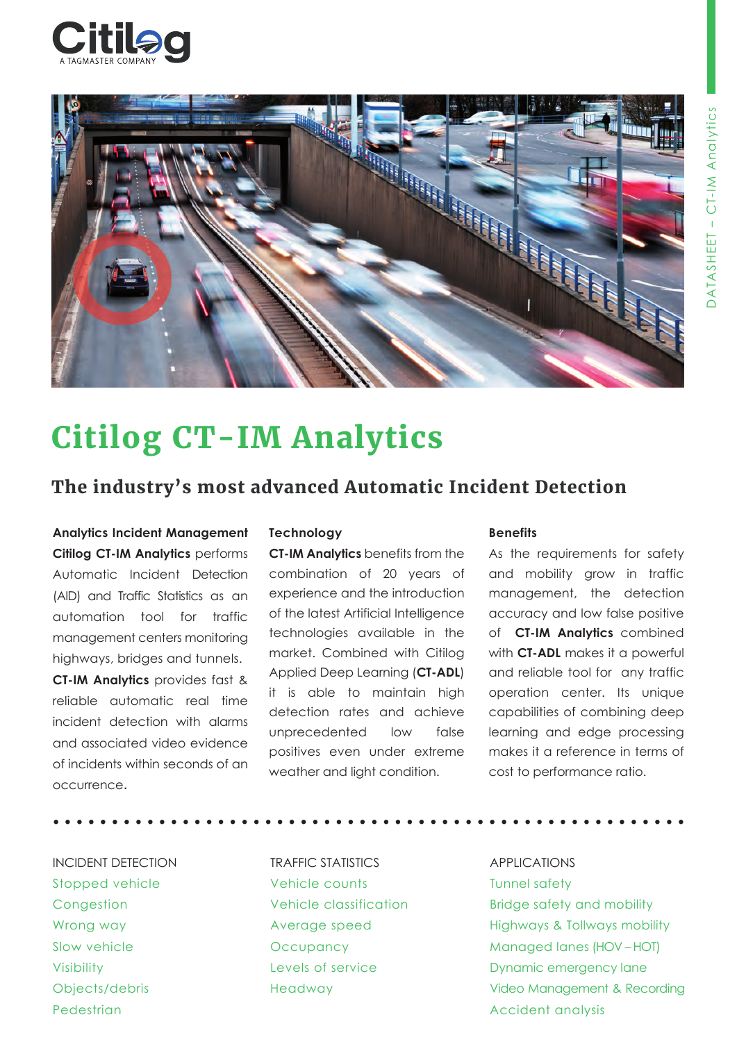# Citilog CT-IM Analytics

## The industry's most advanced Automatic Incident Detection

**Analytics Incident Management**

**Citilog CT-IM Analytics** performs Automatic Incident Detection (AID) and Traffic Statistics as an automation tool for traffic management centers monitoring highways, bridges and tunnels.

**CT-IM Analytics** provides fast & reliable automatic real time incident detection with alarms and associated video evidence of incidents within seconds of an occurrence.

**Technology**

**CT-IM Analytics** benefits from the combination of 20 years of experience and the introduction of the latest Artificial Intelligence technologies available in the market. Combined with Citilog Applied Deep Learning (**CT-ADL**) it is able to maintain high detection rates and achieve unprecedented low false positives even under extreme weather and light condition.

**Benefits**

As the requirements for safety and mobility grow in traffic management, the detection accuracy and low false positive of **CT-IM Analytics** combined with **CT-ADL** makes it a powerful and reliable tool for any traffic operation center. Its unique capabilities of combining deep learning and edge processing makes it a reference in terms of cost to performance ratio.

INCIDENT DETECTION

- Stopped vehicle
- Congestion
- Wrong way
- Slow vehicle
- Visibility
- Objects/debris
- Pedestrian

TRAFFIC STATISTICS

- Vehicle counts
- Vehicle classification
- Average speed
- Occupancy
- Levels of service
- Headway

APPLICATIONS

- Tunnel safety
- Bridge safety and mobility
- Highways & Tollways mobility
- Managed lanes (HOV – HOT)
- Dynamic emergency lane
- Video Management & Recording
- Accident analysis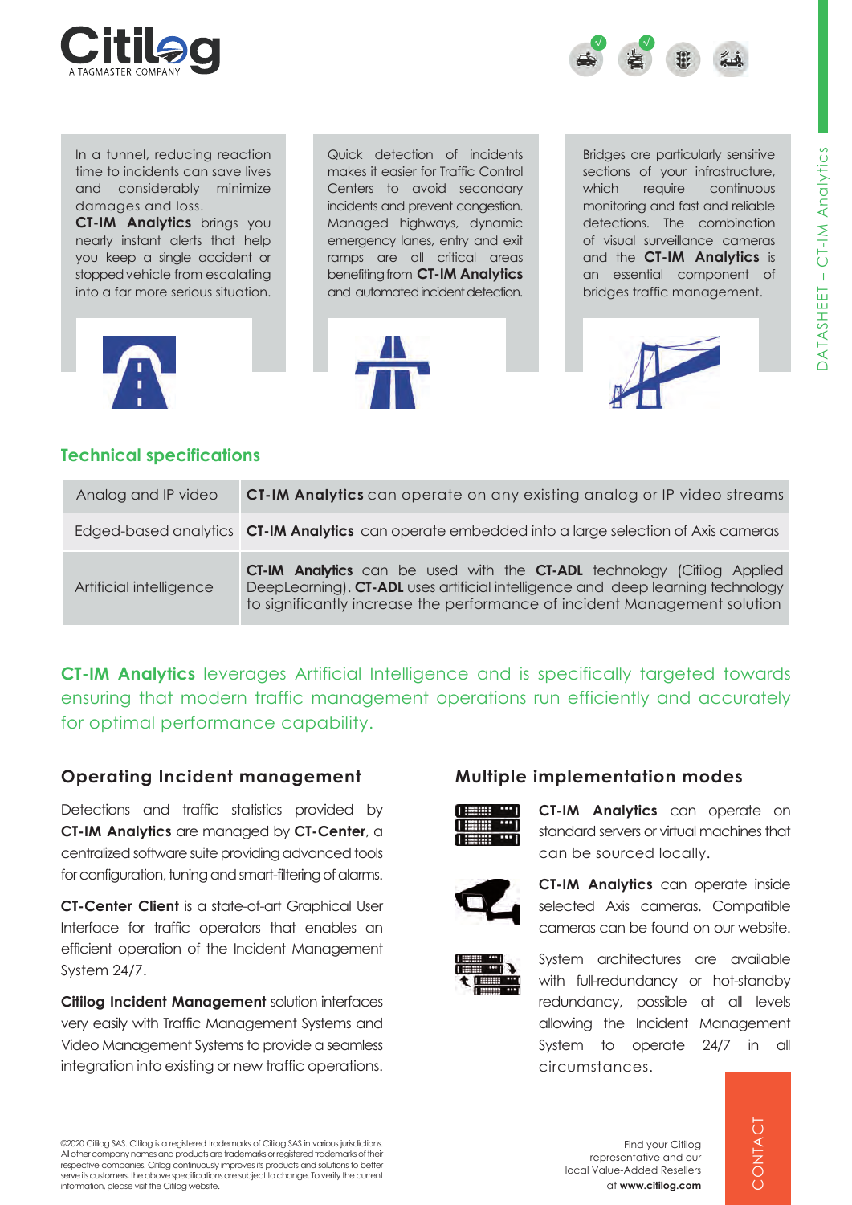In a tunnel, reducing reaction time to incidents can save lives and considerably minimize damages and loss. **CT-IM Analytics** brings you nearly instant alerts that help you keep a single accident or stopped vehicle from escalating into a far more serious situation.

Quick detection of incidents makes it easier for Traffic Control Centers to avoid secondary incidents and prevent congestion. Managed highways, dynamic emergency lanes, entry and exit ramps are all critical areas benefiting from **CT-IM Analytics** and automated incident detection.

Bridges are particularly sensitive sections of your infrastructure, which require continuous monitoring and fast and reliable detections. The combination of visual surveillance cameras and the **CT-IM Analytics** is an essential component of bridges traffic management.

## Technical specifications

| | |
|---|---|
| Analog and IP video | **CT-IM Analytics** can operate on any existing analog or IP video streams |
| Edged-based analytics | **CT-IM Analytics** can operate embedded into a large selection of Axis cameras |
| Artificial intelligence | **CT-IM Analytics** can be used with the **CT-ADL** technology (Citilog Applied DeepLearning). **CT-ADL** uses artificial intelligence and deep learning technology to significantly increase the performance of incident Management solution |

**CT-IM Analytics** leverages Artificial Intelligence and is specifically targeted towards ensuring that modern traffic management operations run efficiently and accurately for optimal performance capability.

## Operating Incident management

Detections and traffic statistics provided by **CT-IM Analytics** are managed by **CT-Center**, a centralized software suite providing advanced tools for configuration, tuning and smart-filtering of alarms.

**CT-Center Client** is a state-of-art Graphical User Interface for traffic operators that enables an efficient operation of the Incident Management System 24/7.

**Citilog Incident Management** solution interfaces very easily with Traffic Management Systems and Video Management Systems to provide a seamless integration into existing or new traffic operations.

## Multiple implementation modes

**CT-IM Analytics** can operate on standard servers or virtual machines that can be sourced locally.

**CT-IM Analytics** can operate inside selected Axis cameras. Compatible cameras can be found on our website.

System architectures are available with full-redundancy or hot-standby redundancy, possible at all levels allowing the Incident Management System to operate 24/7 in all circumstances.

©2020 Citilog SAS. Citilog is a registered trademarks of Citilog SAS in various jurisdictions. All other company names and products are trademarks or registered trademarks of their respective companies. Citilog continuously improves its products and solutions to better serve its customers, the above specifications are subject to change. To verify the current information, please visit the Citilog website.

Find your Citilog representative and our local Value-Added Resellers at **www.citilog.com**

CONTACT